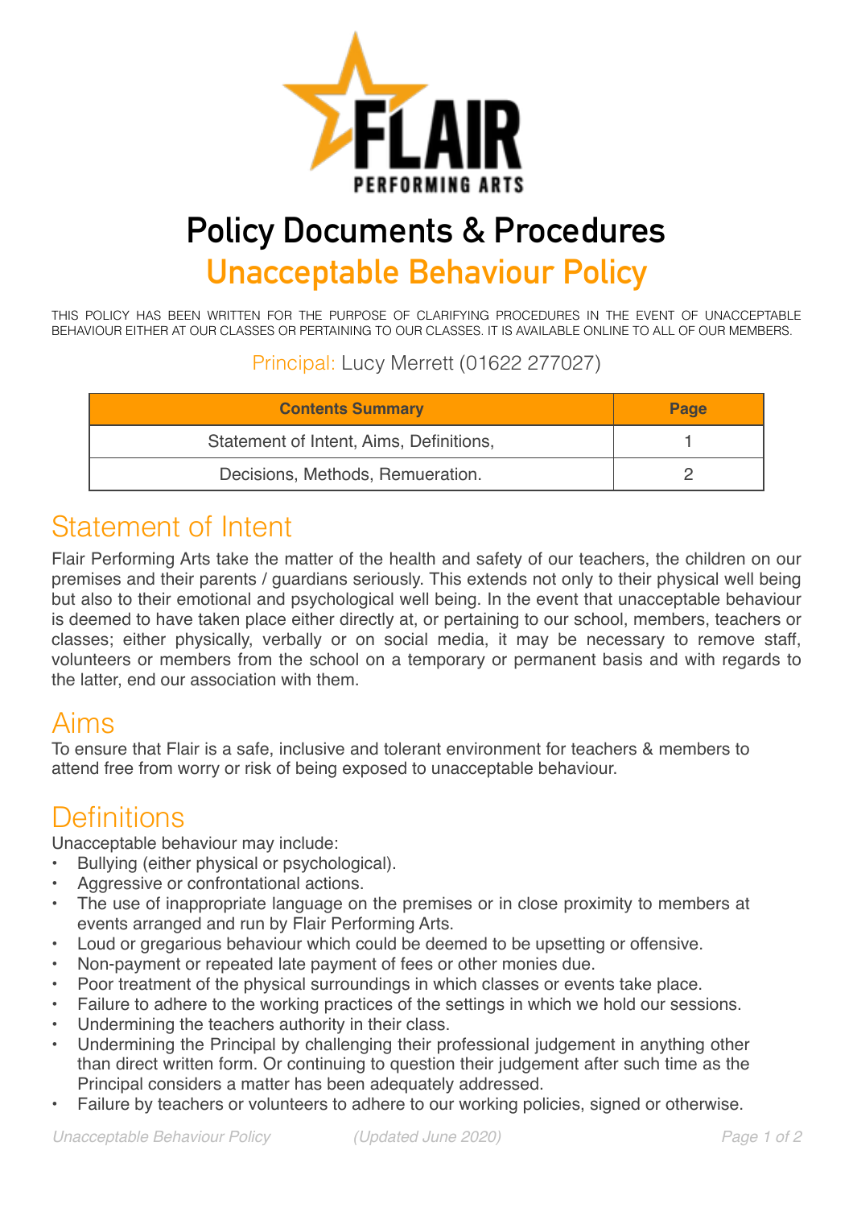# Policy Documents & Procedures

## Unacceptable Behaviour Policy

THIS POLICY HAS BEEN WRITTEN FOR THE PURPOSE OF CLARIFYING PROCEDURES IN THE EVENT OF UNACCEPTABLE BEHAVIOUR EITHER AT OUR CLASSES OR PERTAINING TO OUR CLASSES. IT IS AVAILABLE ONLINE TO ALL OF OUR MEMBERS.

Principal: Lucy Merrett (01622 277027)

| Contents Summary | Page |
| --- | --- |
| Statement of Intent, Aims, Definitions, | 1 |
| Decisions, Methods, Remueration. | 2 |

## Statement of Intent

Flair Performing Arts take the matter of the health and safety of our teachers, the children on our premises and their parents / guardians seriously. This extends not only to their physical well being but also to their emotional and psychological well being. In the event that unacceptable behaviour is deemed to have taken place either directly at, or pertaining to our school, members, teachers or classes; either physically, verbally or on social media, it may be necessary to remove staff, volunteers or members from the school on a temporary or permanent basis and with regards to the latter, end our association with them.

## Aims

To ensure that Flair is a safe, inclusive and tolerant environment for teachers & members to attend free from worry or risk of being exposed to unacceptable behaviour.

## Definitions

Unacceptable behaviour may include:

- Bullying (either physical or psychological).
- Aggressive or confrontational actions.
- The use of inappropriate language on the premises or in close proximity to members at events arranged and run by Flair Performing Arts.
- Loud or gregarious behaviour which could be deemed to be upsetting or offensive.
- Non-payment or repeated late payment of fees or other monies due.
- Poor treatment of the physical surroundings in which classes or events take place.
- Failure to adhere to the working practices of the settings in which we hold our sessions.
- Undermining the teachers authority in their class.
- Undermining the Principal by challenging their professional judgement in anything other than direct written form. Or continuing to question their judgement after such time as the Principal considers a matter has been adequately addressed.
- Failure by teachers or volunteers to adhere to our working policies, signed or otherwise.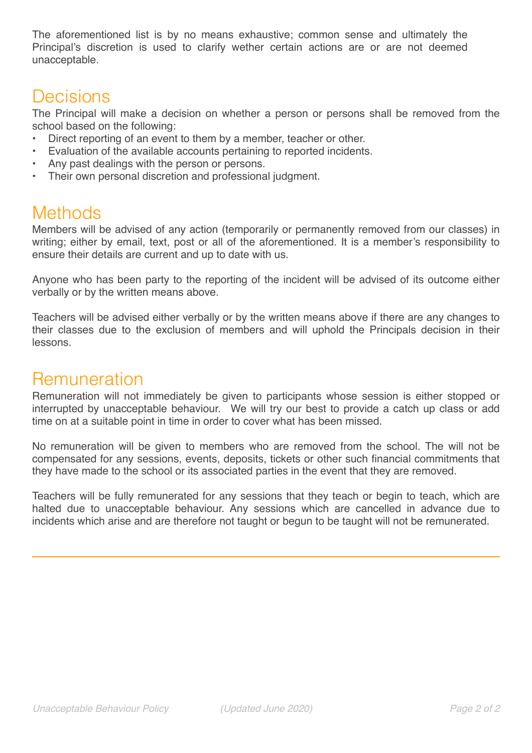The aforementioned list is by no means exhaustive; common sense and ultimately the Principal's discretion is used to clarify wether certain actions are or are not deemed unacceptable.

## Decisions

The Principal will make a decision on whether a person or persons shall be removed from the school based on the following:

- Direct reporting of an event to them by a member, teacher or other.
- Evaluation of the available accounts pertaining to reported incidents.
- Any past dealings with the person or persons.
- Their own personal discretion and professional judgment.

## Methods

Members will be advised of any action (temporarily or permanently removed from our classes) in writing; either by email, text, post or all of the aforementioned. It is a member's responsibility to ensure their details are current and up to date with us.

Anyone who has been party to the reporting of the incident will be advised of its outcome either verbally or by the written means above.

Teachers will be advised either verbally or by the written means above if there are any changes to their classes due to the exclusion of members and will uphold the Principals decision in their lessons.

## Remuneration

Remuneration will not immediately be given to participants whose session is either stopped or interrupted by unacceptable behaviour. We will try our best to provide a catch up class or add time on at a suitable point in time in order to cover what has been missed.

No remuneration will be given to members who are removed from the school. The will not be compensated for any sessions, events, deposits, tickets or other such financial commitments that they have made to the school or its associated parties in the event that they are removed.

Teachers will be fully remunerated for any sessions that they teach or begin to teach, which are halted due to unacceptable behaviour. Any sessions which are cancelled in advance due to incidents which arise and are therefore not taught or begun to be taught will not be remunerated.